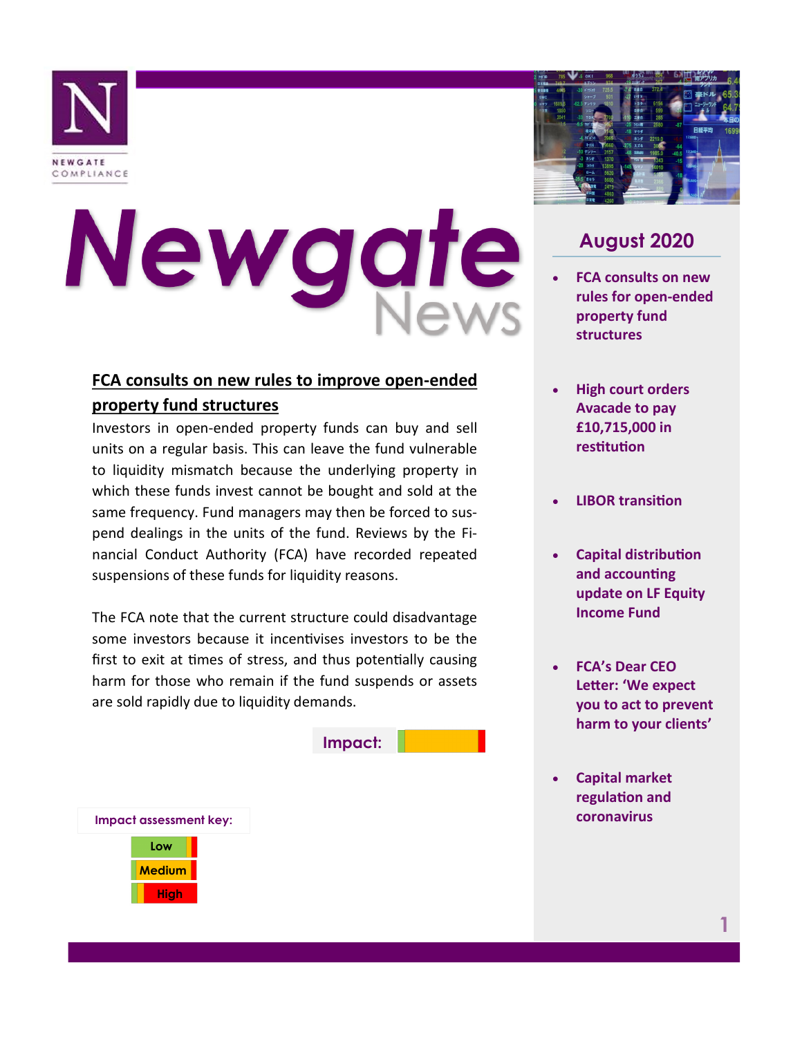NEWGATE COMPLIANCE

# Newgate News

## August 2020

- FCA consults on new rules for open-ended property fund structures
- High court orders Avacade to pay £10,715,000 in restitution
- LIBOR transition
- Capital distribution and accounting update on LF Equity Income Fund
- FCA's Dear CEO Letter: 'We expect you to act to prevent harm to your clients'
- Capital market regulation and coronavirus

## FCA consults on new rules to improve open-ended property fund structures

Investors in open-ended property funds can buy and sell units on a regular basis. This can leave the fund vulnerable to liquidity mismatch because the underlying property in which these funds invest cannot be bought and sold at the same frequency. Fund managers may then be forced to suspend dealings in the units of the fund. Reviews by the Financial Conduct Authority (FCA) have recorded repeated suspensions of these funds for liquidity reasons.

The FCA note that the current structure could disadvantage some investors because it incentivises investors to be the first to exit at times of stress, and thus potentially causing harm for those who remain if the fund suspends or assets are sold rapidly due to liquidity demands.

**Impact:** Medium

**Impact assessment key:**

- Low
- Medium
- High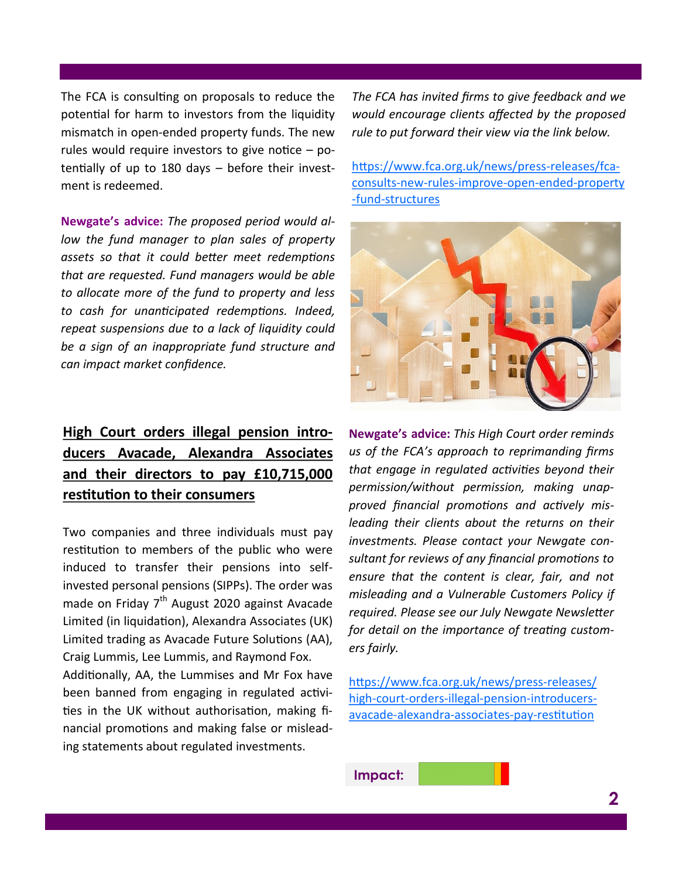The FCA is consulting on proposals to reduce the potential for harm to investors from the liquidity mismatch in open-ended property funds. The new rules would require investors to give notice – potentially of up to 180 days – before their investment is redeemed.

**Newgate's advice:** *The proposed period would allow the fund manager to plan sales of property assets so that it could better meet redemptions that are requested. Fund managers would be able to allocate more of the fund to property and less to cash for unanticipated redemptions. Indeed, repeat suspensions due to a lack of liquidity could be a sign of an inappropriate fund structure and can impact market confidence.*

*The FCA has invited firms to give feedback and we would encourage clients affected by the proposed rule to put forward their view via the link below.*

https://www.fca.org.uk/news/press-releases/fca-consults-new-rules-improve-open-ended-property-fund-structures

## High Court orders illegal pension introducers Avacade, Alexandra Associates and their directors to pay £10,715,000 restitution to their consumers

Two companies and three individuals must pay restitution to members of the public who were induced to transfer their pensions into self-invested personal pensions (SIPPs). The order was made on Friday 7th August 2020 against Avacade Limited (in liquidation), Alexandra Associates (UK) Limited trading as Avacade Future Solutions (AA), Craig Lummis, Lee Lummis, and Raymond Fox.

Additionally, AA, the Lummises and Mr Fox have been banned from engaging in regulated activities in the UK without authorisation, making financial promotions and making false or misleading statements about regulated investments.

**Newgate's advice:** *This High Court order reminds us of the FCA's approach to reprimanding firms that engage in regulated activities beyond their permission/without permission, making unapproved financial promotions and actively misleading their clients about the returns on their investments. Please contact your Newgate consultant for reviews of any financial promotions to ensure that the content is clear, fair, and not misleading and a Vulnerable Customers Policy if required. Please see our July Newgate Newsletter for detail on the importance of treating customers fairly.*

https://www.fca.org.uk/news/press-releases/high-court-orders-illegal-pension-introducers-avacade-alexandra-associates-pay-restitution

**Impact:**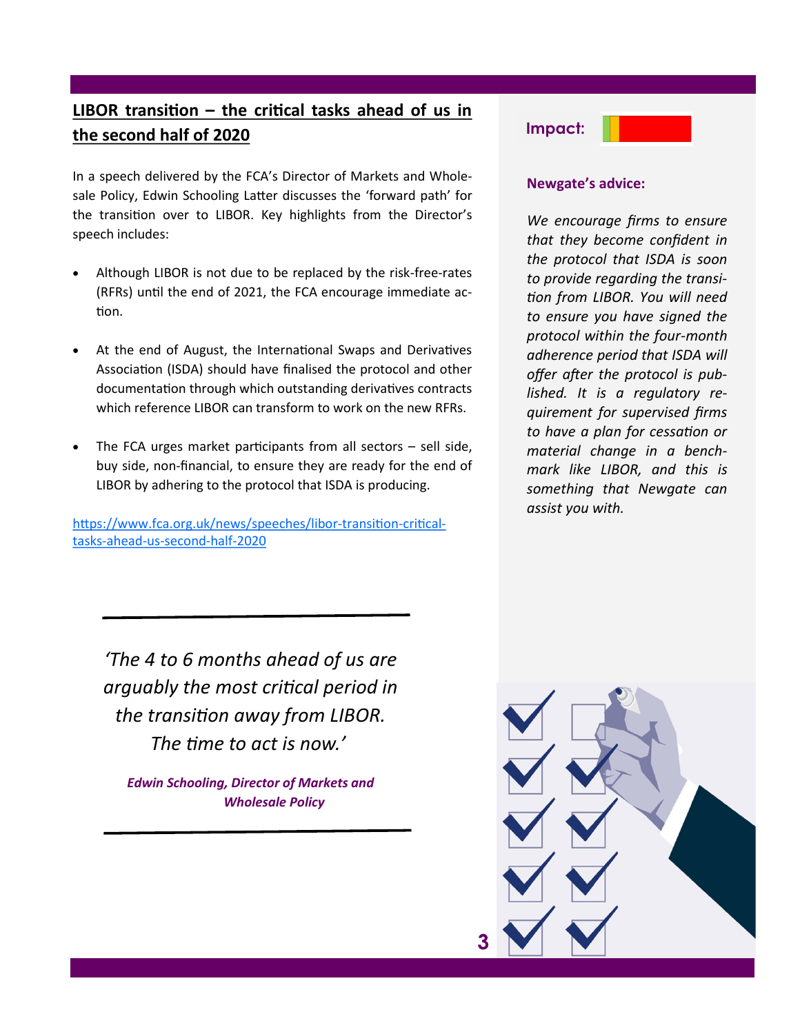## LIBOR transition – the critical tasks ahead of us in the second half of 2020

In a speech delivered by the FCA's Director of Markets and Wholesale Policy, Edwin Schooling Latter discusses the 'forward path' for the transition over to LIBOR. Key highlights from the Director's speech includes:

- Although LIBOR is not due to be replaced by the risk-free-rates (RFRs) until the end of 2021, the FCA encourage immediate action.
- At the end of August, the International Swaps and Derivatives Association (ISDA) should have finalised the protocol and other documentation through which outstanding derivatives contracts which reference LIBOR can transform to work on the new RFRs.
- The FCA urges market participants from all sectors – sell side, buy side, non-financial, to ensure they are ready for the end of LIBOR by adhering to the protocol that ISDA is producing.

[https://www.fca.org.uk/news/speeches/libor-transition-critical-tasks-ahead-us-second-half-2020](https://www.fca.org.uk/news/speeches/libor-transition-critical-tasks-ahead-us-second-half-2020)

---

*'The 4 to 6 months ahead of us are arguably the most critical period in the transition away from LIBOR. The time to act is now.'*

***Edwin Schooling, Director of Markets and Wholesale Policy***

---

**Impact:**

**Newgate's advice:**

*We encourage firms to ensure that they become confident in the protocol that ISDA is soon to provide regarding the transition from LIBOR. You will need to ensure you have signed the protocol within the four-month adherence period that ISDA will offer after the protocol is published. It is a regulatory requirement for supervised firms to have a plan for cessation or material change in a benchmark like LIBOR, and this is something that Newgate can assist you with.*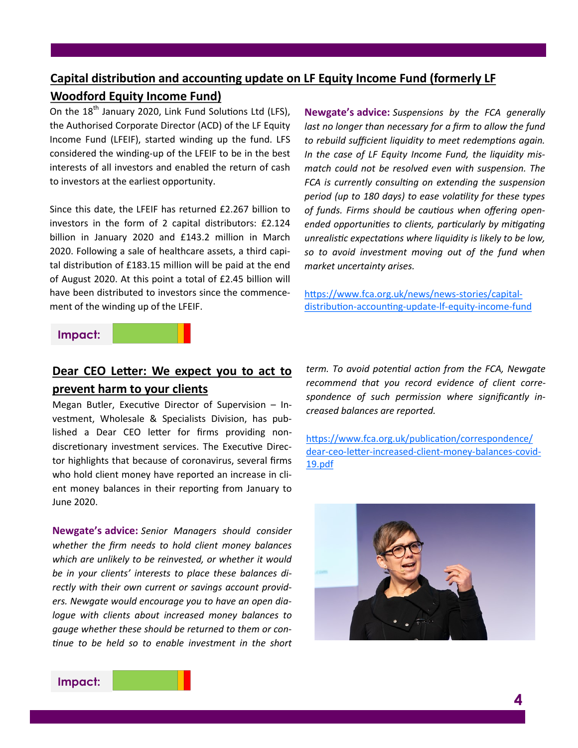## Capital distribution and accounting update on LF Equity Income Fund (formerly LF Woodford Equity Income Fund)

On the 18th January 2020, Link Fund Solutions Ltd (LFS), the Authorised Corporate Director (ACD) of the LF Equity Income Fund (LFEIF), started winding up the fund. LFS considered the winding-up of the LFEIF to be in the best interests of all investors and enabled the return of cash to investors at the earliest opportunity.

Since this date, the LFEIF has returned £2.267 billion to investors in the form of 2 capital distributors: £2.124 billion in January 2020 and £143.2 million in March 2020. Following a sale of healthcare assets, a third capital distribution of £183.15 million will be paid at the end of August 2020. At this point a total of £2.45 billion will have been distributed to investors since the commencement of the winding up of the LFEIF.

**Newgate's advice:** *Suspensions by the FCA generally last no longer than necessary for a firm to allow the fund to rebuild sufficient liquidity to meet redemptions again. In the case of LF Equity Income Fund, the liquidity mismatch could not be resolved even with suspension. The FCA is currently consulting on extending the suspension period (up to 180 days) to ease volatility for these types of funds. Firms should be cautious when offering open-ended opportunities to clients, particularly by mitigating unrealistic expectations where liquidity is likely to be low, so to avoid investment moving out of the fund when market uncertainty arises.*

https://www.fca.org.uk/news/news-stories/capital-distribution-accounting-update-lf-equity-income-fund

**Impact:**

## Dear CEO Letter: We expect you to act to prevent harm to your clients

Megan Butler, Executive Director of Supervision – Investment, Wholesale & Specialists Division, has published a Dear CEO letter for firms providing non-discretionary investment services. The Executive Director highlights that because of coronavirus, several firms who hold client money have reported an increase in client money balances in their reporting from January to June 2020.

**Newgate's advice:** *Senior Managers should consider whether the firm needs to hold client money balances which are unlikely to be reinvested, or whether it would be in your clients' interests to place these balances directly with their own current or savings account providers. Newgate would encourage you to have an open dialogue with clients about increased money balances to gauge whether these should be returned to them or continue to be held so to enable investment in the short term. To avoid potential action from the FCA, Newgate recommend that you record evidence of client correspondence of such permission where significantly increased balances are reported.*

https://www.fca.org.uk/publication/correspondence/dear-ceo-letter-increased-client-money-balances-covid-19.pdf

**Impact:**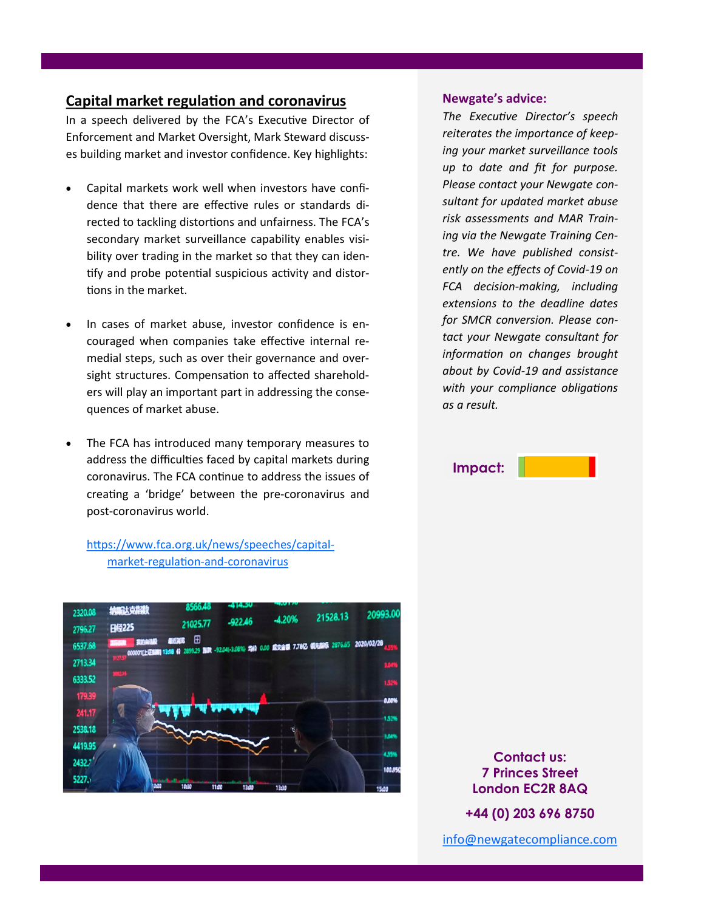## Capital market regulation and coronavirus

In a speech delivered by the FCA's Executive Director of Enforcement and Market Oversight, Mark Steward discusses building market and investor confidence. Key highlights:

- Capital markets work well when investors have confidence that there are effective rules or standards directed to tackling distortions and unfairness. The FCA's secondary market surveillance capability enables visibility over trading in the market so that they can identify and probe potential suspicious activity and distortions in the market.
- In cases of market abuse, investor confidence is encouraged when companies take effective internal remedial steps, such as over their governance and oversight structures. Compensation to affected shareholders will play an important part in addressing the consequences of market abuse.
- The FCA has introduced many temporary measures to address the difficulties faced by capital markets during coronavirus. The FCA continue to address the issues of creating a 'bridge' between the pre-coronavirus and post-coronavirus world.

https://www.fca.org.uk/news/speeches/capital-market-regulation-and-coronavirus

**Newgate's advice:**

*The Executive Director's speech reiterates the importance of keeping your market surveillance tools up to date and fit for purpose. Please contact your Newgate consultant for updated market abuse risk assessments and MAR Training via the Newgate Training Centre. We have published consistently on the effects of Covid-19 on FCA decision-making, including extensions to the deadline dates for SMCR conversion. Please contact your Newgate consultant for information on changes brought about by Covid-19 and assistance with your compliance obligations as a result.*

**Impact:**

**Contact us:**
**7 Princes Street**
**London EC2R 8AQ**

**+44 (0) 203 696 8750**

info@newgatecompliance.com